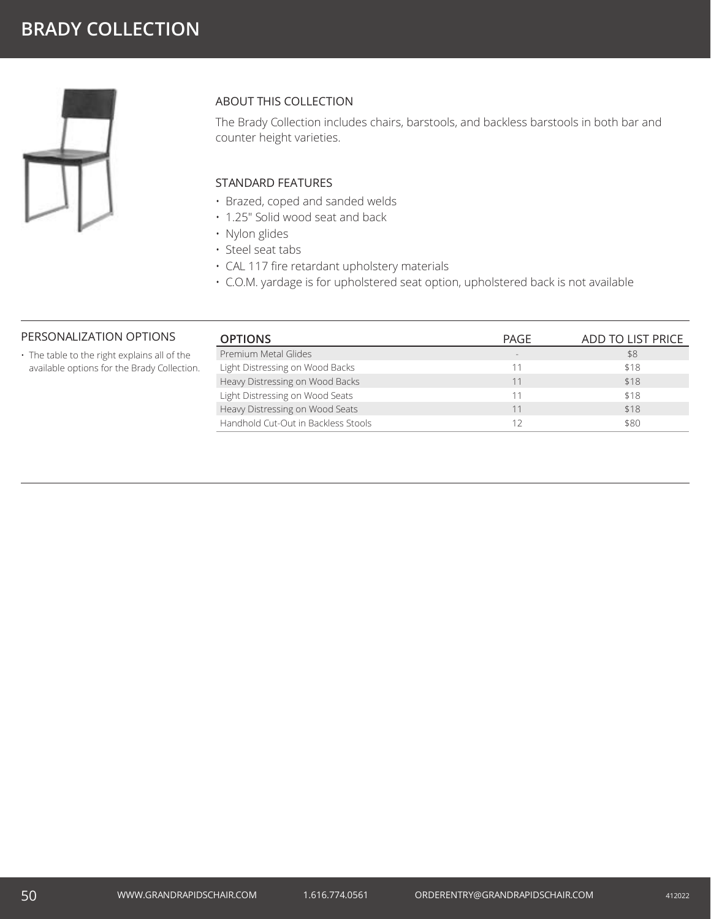# BRADY COLLECTION

## ABOUT THIS COLLECTION

The Brady Collection includes chairs, barstools, and backless barstools in both bar and counter height varieties.

## STANDARD FEATURES

- Brazed, coped and sanded welds
- 1.25" Solid wood seat and back
- Nylon glides
- Steel seat tabs
- CAL 117 fire retardant upholstery materials
- C.O.M. yardage is for upholstered seat option, upholstered back is not available

## PERSONALIZATION OPTIONS

- The table to the right explains all of the available options for the Brady Collection.

| OPTIONS | PAGE | ADD TO LIST PRICE |
|---|---|---|
| Premium Metal Glides | - | $8 |
| Light Distressing on Wood Backs | 11 | $18 |
| Heavy Distressing on Wood Backs | 11 | $18 |
| Light Distressing on Wood Seats | 11 | $18 |
| Heavy Distressing on Wood Seats | 11 | $18 |
| Handhold Cut-Out in Backless Stools | 12 | $80 |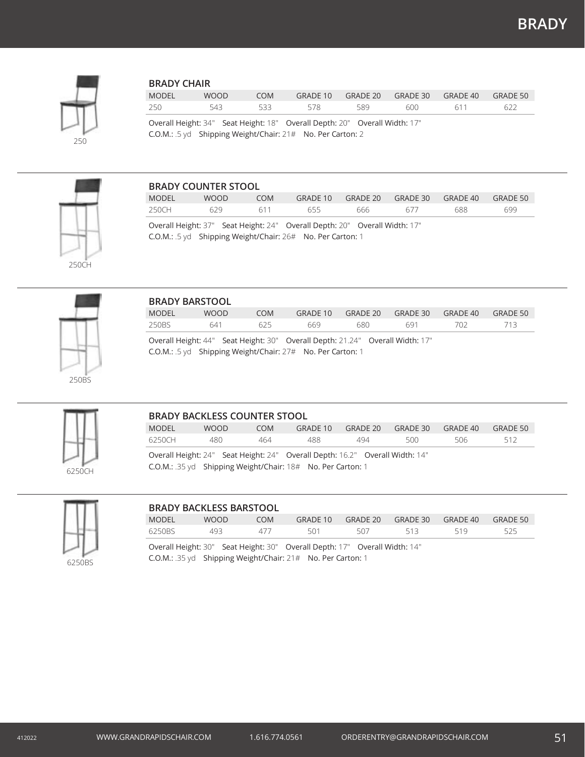# BRADY

250

## BRADY CHAIR

| MODEL | WOOD | COM | GRADE 10 | GRADE 20 | GRADE 30 | GRADE 40 | GRADE 50 |
|---|---|---|---|---|---|---|---|
| 250 | 543 | 533 | 578 | 589 | 600 | 611 | 622 |

Overall Height: 34" Seat Height: 18" Overall Depth: 20" Overall Width: 17"
C.O.M.: .5 yd Shipping Weight/Chair: 21# No. Per Carton: 2

250CH

## BRADY COUNTER STOOL

| MODEL | WOOD | COM | GRADE 10 | GRADE 20 | GRADE 30 | GRADE 40 | GRADE 50 |
|---|---|---|---|---|---|---|---|
| 250CH | 629 | 611 | 655 | 666 | 677 | 688 | 699 |

Overall Height: 37" Seat Height: 24" Overall Depth: 20" Overall Width: 17"
C.O.M.: .5 yd Shipping Weight/Chair: 26# No. Per Carton: 1

250BS

## BRADY BARSTOOL

| MODEL | WOOD | COM | GRADE 10 | GRADE 20 | GRADE 30 | GRADE 40 | GRADE 50 |
|---|---|---|---|---|---|---|---|
| 250BS | 641 | 625 | 669 | 680 | 691 | 702 | 713 |

Overall Height: 44" Seat Height: 30" Overall Depth: 21.24" Overall Width: 17"
C.O.M.: .5 yd Shipping Weight/Chair: 27# No. Per Carton: 1

6250CH

## BRADY BACKLESS COUNTER STOOL

| MODEL | WOOD | COM | GRADE 10 | GRADE 20 | GRADE 30 | GRADE 40 | GRADE 50 |
|---|---|---|---|---|---|---|---|
| 6250CH | 480 | 464 | 488 | 494 | 500 | 506 | 512 |

Overall Height: 24" Seat Height: 24" Overall Depth: 16.2" Overall Width: 14"
C.O.M.: .35 yd Shipping Weight/Chair: 18# No. Per Carton: 1

6250BS

## BRADY BACKLESS BARSTOOL

| MODEL | WOOD | COM | GRADE 10 | GRADE 20 | GRADE 30 | GRADE 40 | GRADE 50 |
|---|---|---|---|---|---|---|---|
| 6250BS | 493 | 477 | 501 | 507 | 513 | 519 | 525 |

Overall Height: 30" Seat Height: 30" Overall Depth: 17" Overall Width: 14"
C.O.M.: .35 yd Shipping Weight/Chair: 21# No. Per Carton: 1

412022 WWW.GRANDRAPIDSCHAIR.COM 1.616.774.0561 ORDERENTRY@GRANDRAPIDSCHAIR.COM